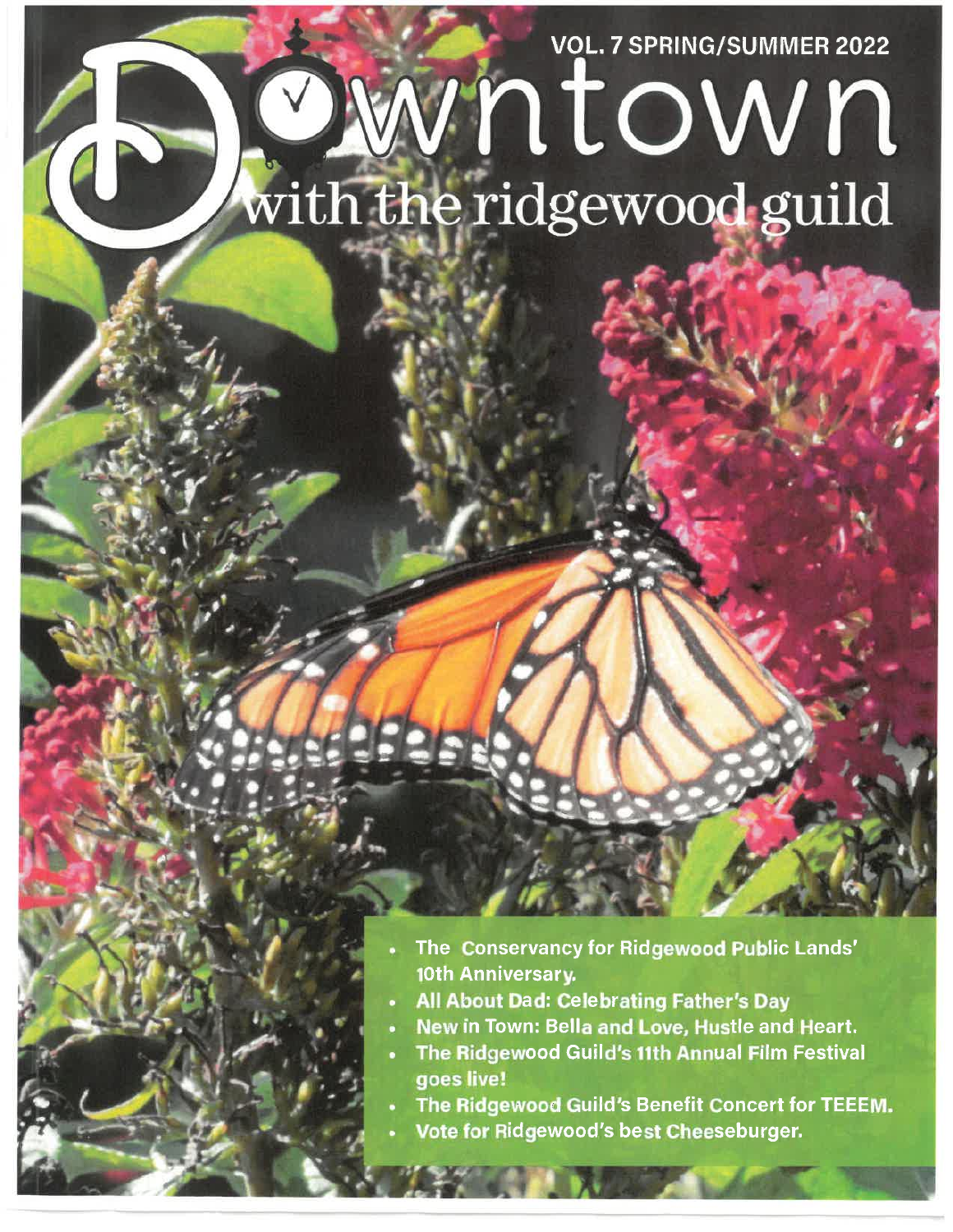VOL. 7 SPRING/SUMMER 2022

# Downtown with the ridgewood guild

- The Conservancy for Ridgewood Public Lands' 10th Anniversary.
- All About Dad: Celebrating Father's Day
- New in Town: Bella and Love, Hustle and Heart.
- The Ridgewood Guild's 11th Annual Film Festival goes live!
- The Ridgewood Guild's Benefit Concert for TEEEM.
- Vote for Ridgewood's best Cheeseburger.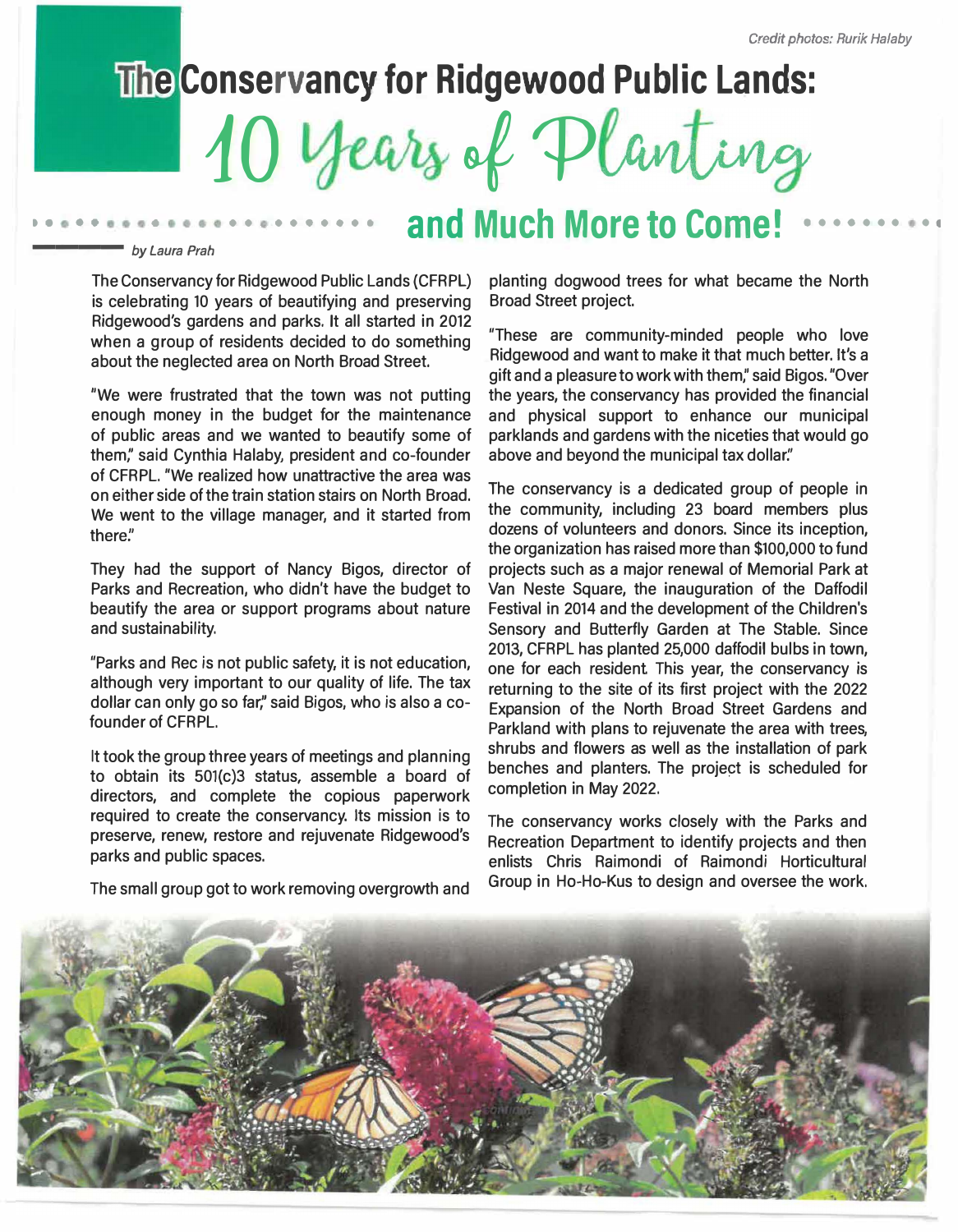Credit photos: Rurik Halaby

# The Conservancy for Ridgewood Public Lands: 10 Years of Planting and Much More to Come!

*by Laura Prah*

The Conservancy for Ridgewood Public Lands (CFRPL) is celebrating 10 years of beautifying and preserving Ridgewood's gardens and parks. It all started in 2012 when a group of residents decided to do something about the neglected area on North Broad Street.

"We were frustrated that the town was not putting enough money in the budget for the maintenance of public areas and we wanted to beautify some of them," said Cynthia Halaby, president and co-founder of CFRPL. "We realized how unattractive the area was on either side of the train station stairs on North Broad. We went to the village manager, and it started from there."

They had the support of Nancy Bigos, director of Parks and Recreation, who didn't have the budget to beautify the area or support programs about nature and sustainability.

"Parks and Rec is not public safety, it is not education, although very important to our quality of life. The tax dollar can only go so far," said Bigos, who is also a co-founder of CFRPL.

It took the group three years of meetings and planning to obtain its 501(c)3 status, assemble a board of directors, and complete the copious paperwork required to create the conservancy. Its mission is to preserve, renew, restore and rejuvenate Ridgewood's parks and public spaces.

The small group got to work removing overgrowth and planting dogwood trees for what became the North Broad Street project.

"These are community-minded people who love Ridgewood and want to make it that much better. It's a gift and a pleasure to work with them," said Bigos. "Over the years, the conservancy has provided the financial and physical support to enhance our municipal parklands and gardens with the niceties that would go above and beyond the municipal tax dollar."

The conservancy is a dedicated group of people in the community, including 23 board members plus dozens of volunteers and donors. Since its inception, the organization has raised more than $100,000 to fund projects such as a major renewal of Memorial Park at Van Neste Square, the inauguration of the Daffodil Festival in 2014 and the development of the Children's Sensory and Butterfly Garden at The Stable. Since 2013, CFRPL has planted 25,000 daffodil bulbs in town, one for each resident. This year, the conservancy is returning to the site of its first project with the 2022 Expansion of the North Broad Street Gardens and Parkland with plans to rejuvenate the area with trees, shrubs and flowers as well as the installation of park benches and planters. The project is scheduled for completion in May 2022.

The conservancy works closely with the Parks and Recreation Department to identify projects and then enlists Chris Raimondi of Raimondi Horticultural Group in Ho-Ho-Kus to design and oversee the work.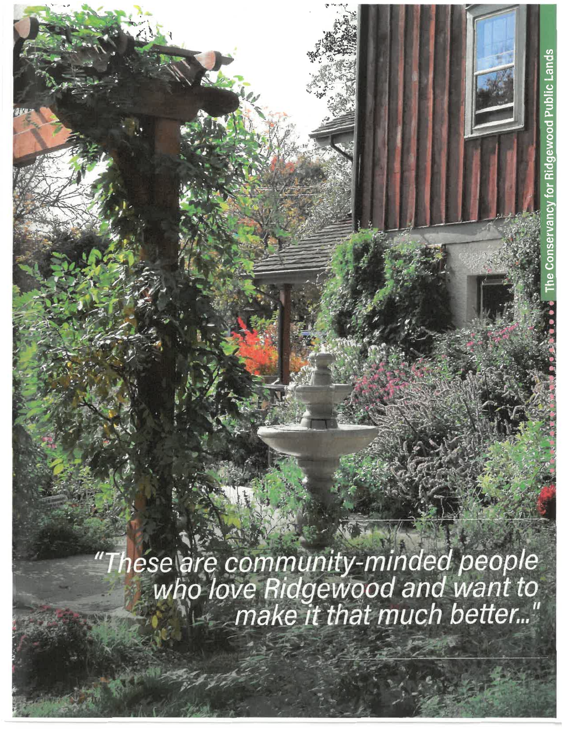*"These are community-minded people who love Ridgewood and want to make it that much better..."*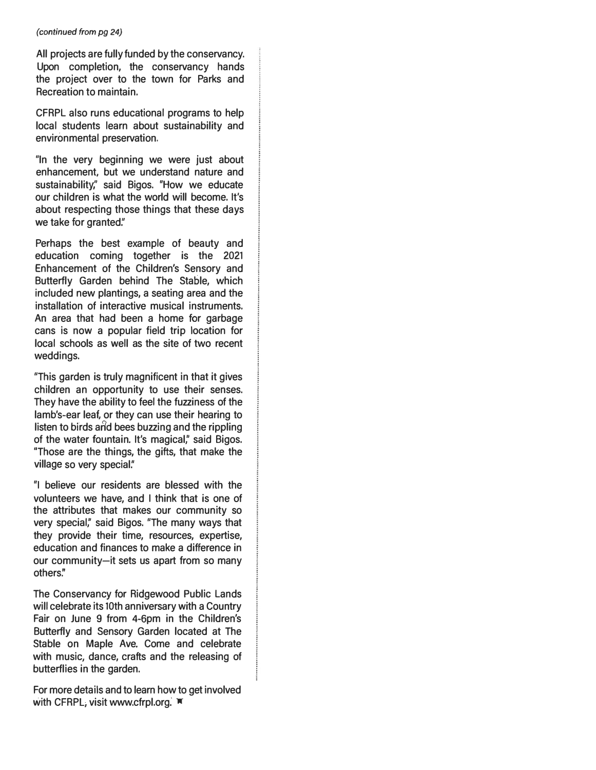*(continued from pg 24)*

All projects are fully funded by the conservancy. Upon completion, the conservancy hands the project over to the town for Parks and Recreation to maintain.

CFRPL also runs educational programs to help local students learn about sustainability and environmental preservation.

"In the very beginning we were just about enhancement, but we understand nature and sustainability," said Bigos. "How we educate our children is what the world will become. It's about respecting those things that these days we take for granted."

Perhaps the best example of beauty and education coming together is the 2021 Enhancement of the Children's Sensory and Butterfly Garden behind The Stable, which included new plantings, a seating area and the installation of interactive musical instruments. An area that had been a home for garbage cans is now a popular field trip location for local schools as well as the site of two recent weddings.

"This garden is truly magnificent in that it gives children an opportunity to use their senses. They have the ability to feel the fuzziness of the lamb's-ear leaf, or they can use their hearing to listen to birds and bees buzzing and the rippling of the water fountain. It's magical," said Bigos. "Those are the things, the gifts, that make the village so very special."

"I believe our residents are blessed with the volunteers we have, and I think that is one of the attributes that makes our community so very special," said Bigos. "The many ways that they provide their time, resources, expertise, education and finances to make a difference in our community—it sets us apart from so many others."

The Conservancy for Ridgewood Public Lands will celebrate its 10th anniversary with a Country Fair on June 9 from 4-6pm in the Children's Butterfly and Sensory Garden located at The Stable on Maple Ave. Come and celebrate with music, dance, crafts and the releasing of butterflies in the garden.

For more details and to learn how to get involved with CFRPL, visit www.cfrpl.org.